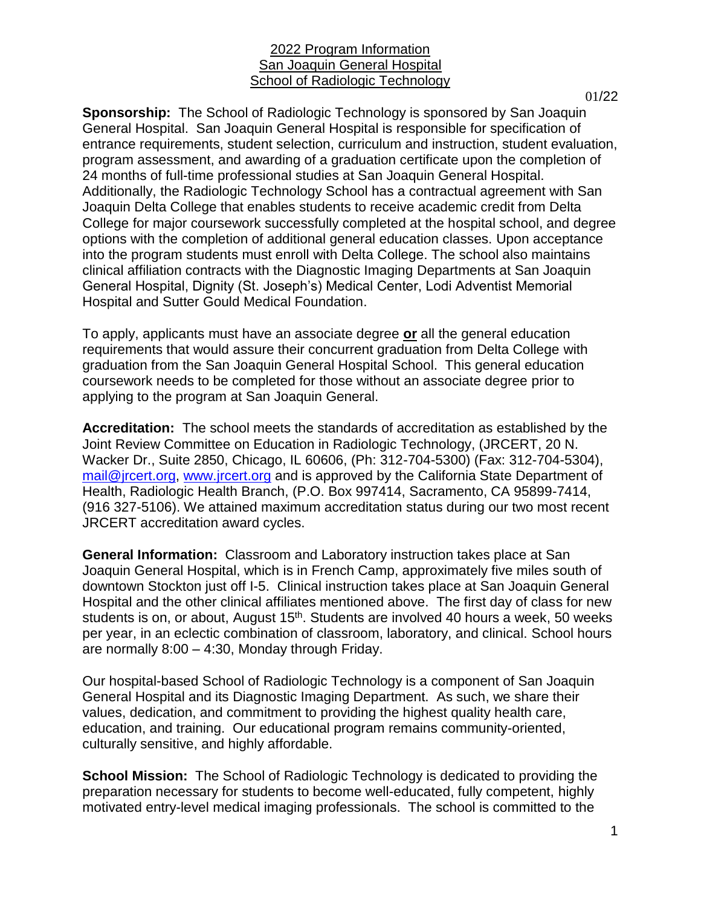<u>2022 Program Information</u>
<u>San Joaquin General Hospital</u>
<u>School of Radiologic Technology</u>

01/22

**Sponsorship:** The School of Radiologic Technology is sponsored by San Joaquin General Hospital. San Joaquin General Hospital is responsible for specification of entrance requirements, student selection, curriculum and instruction, student evaluation, program assessment, and awarding of a graduation certificate upon the completion of 24 months of full-time professional studies at San Joaquin General Hospital. Additionally, the Radiologic Technology School has a contractual agreement with San Joaquin Delta College that enables students to receive academic credit from Delta College for major coursework successfully completed at the hospital school, and degree options with the completion of additional general education classes. Upon acceptance into the program students must enroll with Delta College. The school also maintains clinical affiliation contracts with the Diagnostic Imaging Departments at San Joaquin General Hospital, Dignity (St. Joseph's) Medical Center, Lodi Adventist Memorial Hospital and Sutter Gould Medical Foundation.

To apply, applicants must have an associate degree **<u>or</u>** all the general education requirements that would assure their concurrent graduation from Delta College with graduation from the San Joaquin General Hospital School. This general education coursework needs to be completed for those without an associate degree prior to applying to the program at San Joaquin General.

**Accreditation:** The school meets the standards of accreditation as established by the Joint Review Committee on Education in Radiologic Technology, (JRCERT, 20 N. Wacker Dr., Suite 2850, Chicago, IL 60606, (Ph: 312-704-5300) (Fax: 312-704-5304), mail@jrcert.org, www.jrcert.org and is approved by the California State Department of Health, Radiologic Health Branch, (P.O. Box 997414, Sacramento, CA 95899-7414, (916 327-5106). We attained maximum accreditation status during our two most recent JRCERT accreditation award cycles.

**General Information:** Classroom and Laboratory instruction takes place at San Joaquin General Hospital, which is in French Camp, approximately five miles south of downtown Stockton just off I-5. Clinical instruction takes place at San Joaquin General Hospital and the other clinical affiliates mentioned above. The first day of class for new students is on, or about, August 15th. Students are involved 40 hours a week, 50 weeks per year, in an eclectic combination of classroom, laboratory, and clinical. School hours are normally 8:00 – 4:30, Monday through Friday.

Our hospital-based School of Radiologic Technology is a component of San Joaquin General Hospital and its Diagnostic Imaging Department. As such, we share their values, dedication, and commitment to providing the highest quality health care, education, and training. Our educational program remains community-oriented, culturally sensitive, and highly affordable.

**School Mission:** The School of Radiologic Technology is dedicated to providing the preparation necessary for students to become well-educated, fully competent, highly motivated entry-level medical imaging professionals. The school is committed to the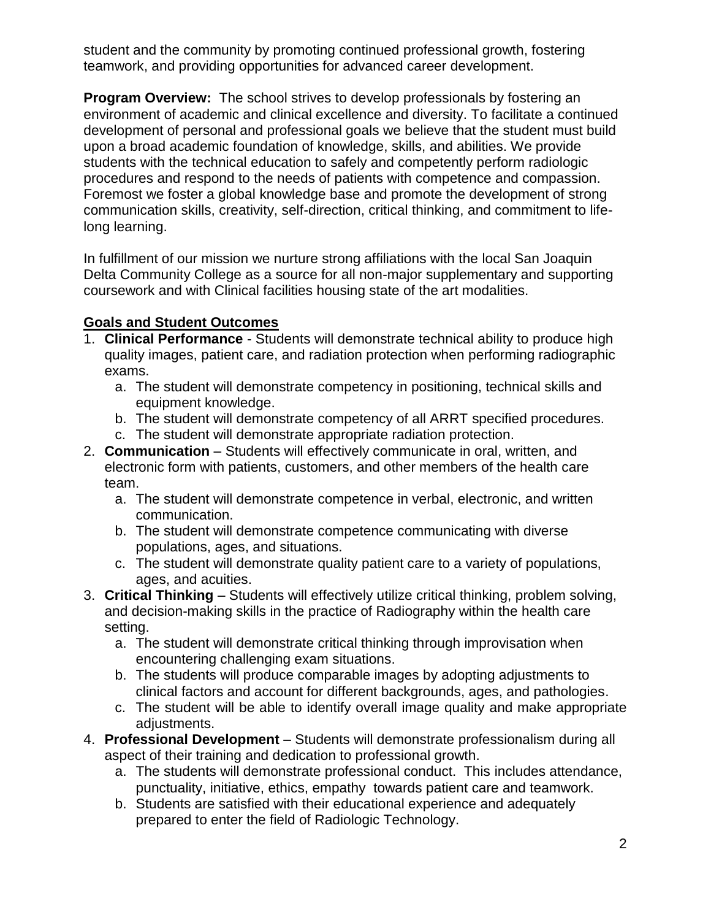student and the community by promoting continued professional growth, fostering teamwork, and providing opportunities for advanced career development.

**Program Overview:** The school strives to develop professionals by fostering an environment of academic and clinical excellence and diversity. To facilitate a continued development of personal and professional goals we believe that the student must build upon a broad academic foundation of knowledge, skills, and abilities. We provide students with the technical education to safely and competently perform radiologic procedures and respond to the needs of patients with competence and compassion. Foremost we foster a global knowledge base and promote the development of strong communication skills, creativity, self-direction, critical thinking, and commitment to life-long learning.

In fulfillment of our mission we nurture strong affiliations with the local San Joaquin Delta Community College as a source for all non-major supplementary and supporting coursework and with Clinical facilities housing state of the art modalities.

## Goals and Student Outcomes

1. **Clinical Performance** - Students will demonstrate technical ability to produce high quality images, patient care, and radiation protection when performing radiographic exams.
   a. The student will demonstrate competency in positioning, technical skills and equipment knowledge.
   b. The student will demonstrate competency of all ARRT specified procedures.
   c. The student will demonstrate appropriate radiation protection.
2. **Communication** – Students will effectively communicate in oral, written, and electronic form with patients, customers, and other members of the health care team.
   a. The student will demonstrate competence in verbal, electronic, and written communication.
   b. The student will demonstrate competence communicating with diverse populations, ages, and situations.
   c. The student will demonstrate quality patient care to a variety of populations, ages, and acuities.
3. **Critical Thinking** – Students will effectively utilize critical thinking, problem solving, and decision-making skills in the practice of Radiography within the health care setting.
   a. The student will demonstrate critical thinking through improvisation when encountering challenging exam situations.
   b. The students will produce comparable images by adopting adjustments to clinical factors and account for different backgrounds, ages, and pathologies.
   c. The student will be able to identify overall image quality and make appropriate adjustments.
4. **Professional Development** – Students will demonstrate professionalism during all aspect of their training and dedication to professional growth.
   a. The students will demonstrate professional conduct. This includes attendance, punctuality, initiative, ethics, empathy towards patient care and teamwork.
   b. Students are satisfied with their educational experience and adequately prepared to enter the field of Radiologic Technology.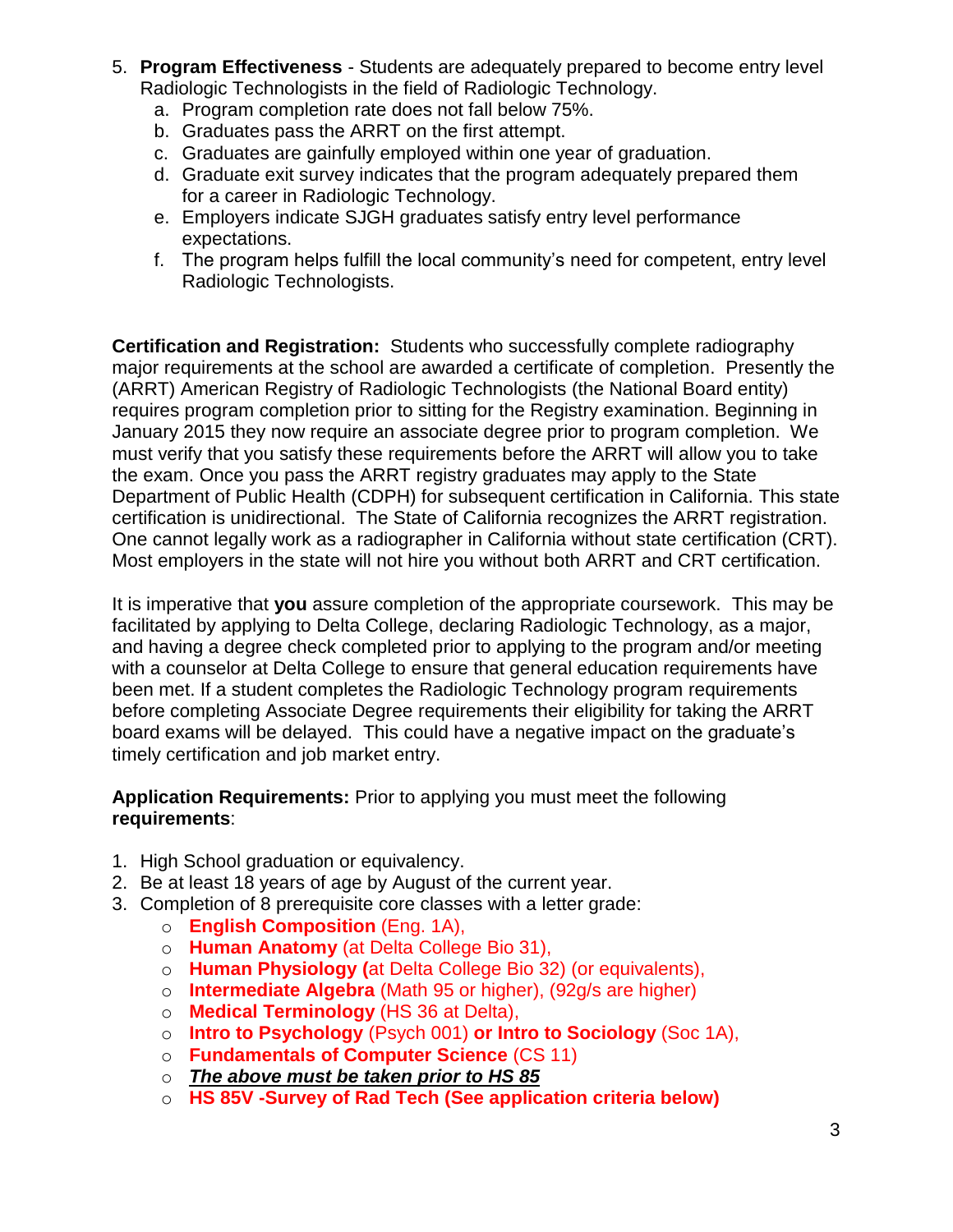5. **Program Effectiveness** - Students are adequately prepared to become entry level Radiologic Technologists in the field of Radiologic Technology.
   a. Program completion rate does not fall below 75%.
   b. Graduates pass the ARRT on the first attempt.
   c. Graduates are gainfully employed within one year of graduation.
   d. Graduate exit survey indicates that the program adequately prepared them for a career in Radiologic Technology.
   e. Employers indicate SJGH graduates satisfy entry level performance expectations.
   f. The program helps fulfill the local community's need for competent, entry level Radiologic Technologists.

**Certification and Registration:** Students who successfully complete radiography major requirements at the school are awarded a certificate of completion. Presently the (ARRT) American Registry of Radiologic Technologists (the National Board entity) requires program completion prior to sitting for the Registry examination. Beginning in January 2015 they now require an associate degree prior to program completion. We must verify that you satisfy these requirements before the ARRT will allow you to take the exam. Once you pass the ARRT registry graduates may apply to the State Department of Public Health (CDPH) for subsequent certification in California. This state certification is unidirectional. The State of California recognizes the ARRT registration. One cannot legally work as a radiographer in California without state certification (CRT). Most employers in the state will not hire you without both ARRT and CRT certification.

It is imperative that **you** assure completion of the appropriate coursework. This may be facilitated by applying to Delta College, declaring Radiologic Technology, as a major, and having a degree check completed prior to applying to the program and/or meeting with a counselor at Delta College to ensure that general education requirements have been met. If a student completes the Radiologic Technology program requirements before completing Associate Degree requirements their eligibility for taking the ARRT board exams will be delayed. This could have a negative impact on the graduate's timely certification and job market entry.

**Application Requirements:** Prior to applying you must meet the following **requirements**:

1. High School graduation or equivalency.
2. Be at least 18 years of age by August of the current year.
3. Completion of 8 prerequisite core classes with a letter grade:
   - **English Composition** (Eng. 1A),
   - **Human Anatomy** (at Delta College Bio 31),
   - **Human Physiology (**at Delta College Bio 32) (or equivalents),
   - **Intermediate Algebra** (Math 95 or higher), (92g/s are higher)
   - **Medical Terminology** (HS 36 at Delta),
   - **Intro to Psychology** (Psych 001) **or Intro to Sociology** (Soc 1A),
   - **Fundamentals of Computer Science** (CS 11)
   - ***The above must be taken prior to HS 85***
   - **HS 85V -Survey of Rad Tech (See application criteria below)**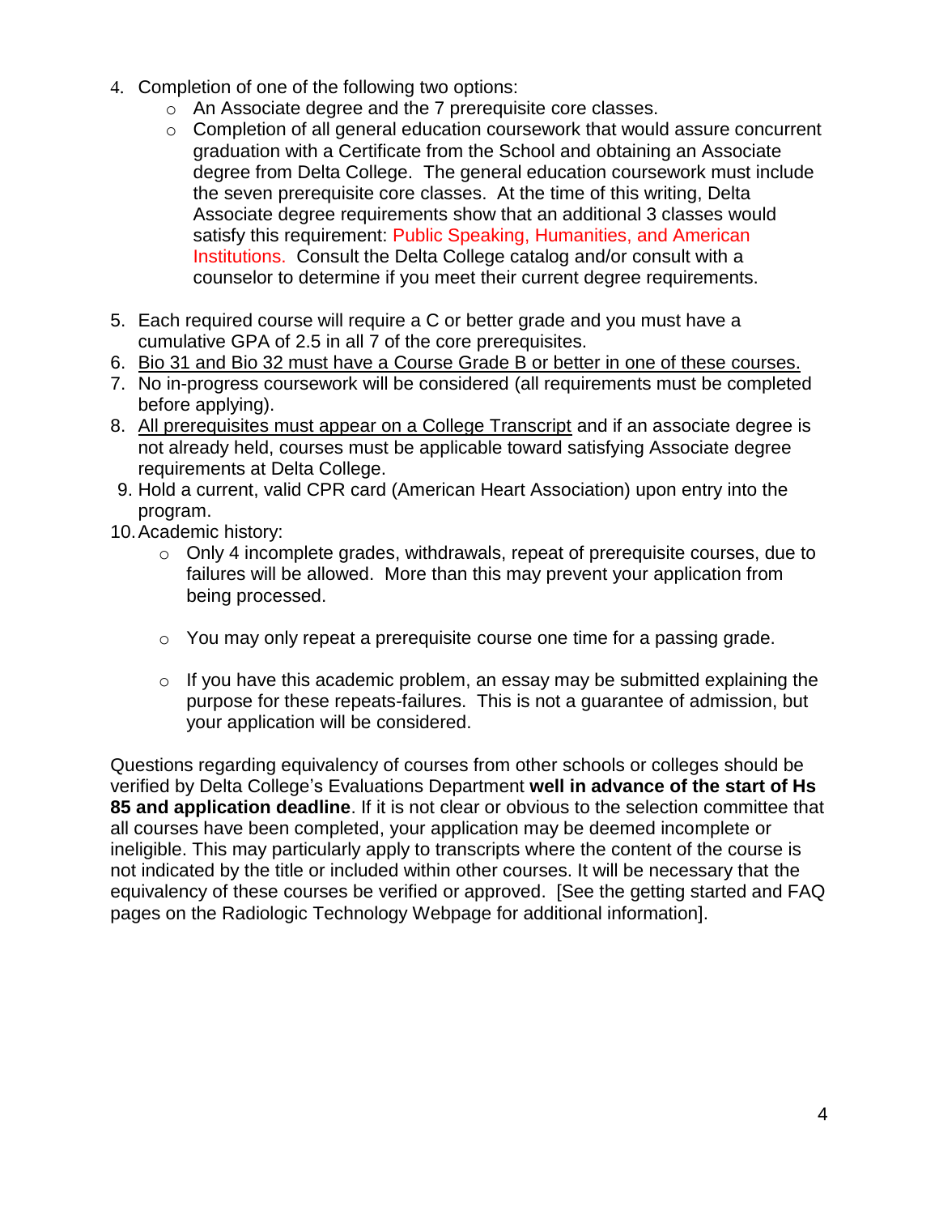4. Completion of one of the following two options:
    - An Associate degree and the 7 prerequisite core classes.
    - Completion of all general education coursework that would assure concurrent graduation with a Certificate from the School and obtaining an Associate degree from Delta College. The general education coursework must include the seven prerequisite core classes. At the time of this writing, Delta Associate degree requirements show that an additional 3 classes would satisfy this requirement: Public Speaking, Humanities, and American Institutions. Consult the Delta College catalog and/or consult with a counselor to determine if you meet their current degree requirements.

5. Each required course will require a C or better grade and you must have a cumulative GPA of 2.5 in all 7 of the core prerequisites.
6. Bio 31 and Bio 32 must have a Course Grade B or better in one of these courses.
7. No in-progress coursework will be considered (all requirements must be completed before applying).
8. All prerequisites must appear on a College Transcript and if an associate degree is not already held, courses must be applicable toward satisfying Associate degree requirements at Delta College.
9. Hold a current, valid CPR card (American Heart Association) upon entry into the program.
10. Academic history:
    - Only 4 incomplete grades, withdrawals, repeat of prerequisite courses, due to failures will be allowed. More than this may prevent your application from being processed.
    - You may only repeat a prerequisite course one time for a passing grade.
    - If you have this academic problem, an essay may be submitted explaining the purpose for these repeats-failures. This is not a guarantee of admission, but your application will be considered.

Questions regarding equivalency of courses from other schools or colleges should be verified by Delta College's Evaluations Department **well in advance of the start of Hs 85 and application deadline**. If it is not clear or obvious to the selection committee that all courses have been completed, your application may be deemed incomplete or ineligible. This may particularly apply to transcripts where the content of the course is not indicated by the title or included within other courses. It will be necessary that the equivalency of these courses be verified or approved. [See the getting started and FAQ pages on the Radiologic Technology Webpage for additional information].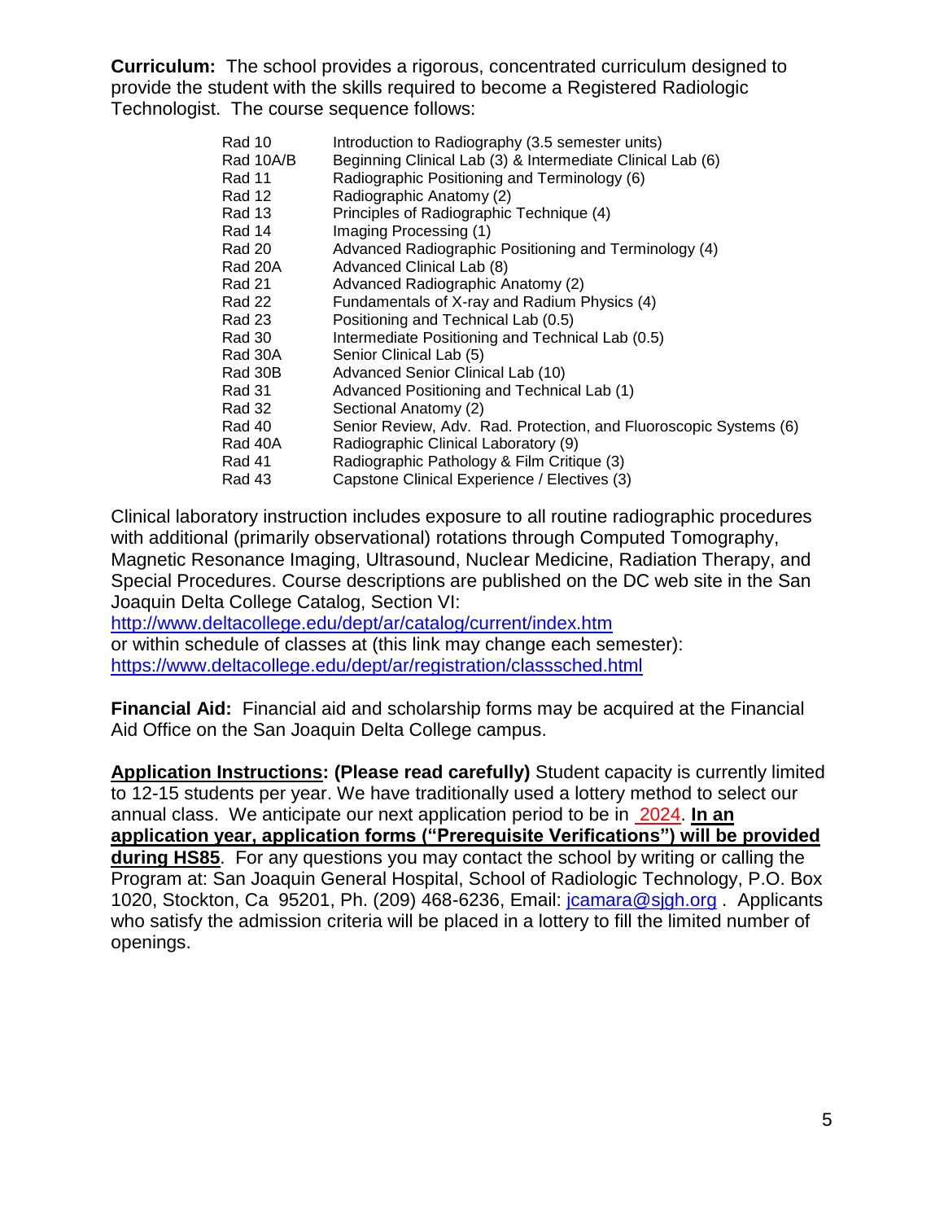**Curriculum:** The school provides a rigorous, concentrated curriculum designed to provide the student with the skills required to become a Registered Radiologic Technologist. The course sequence follows:

| | |
|---|---|
| Rad 10 | Introduction to Radiography (3.5 semester units) |
| Rad 10A/B | Beginning Clinical Lab (3) & Intermediate Clinical Lab (6) |
| Rad 11 | Radiographic Positioning and Terminology (6) |
| Rad 12 | Radiographic Anatomy (2) |
| Rad 13 | Principles of Radiographic Technique (4) |
| Rad 14 | Imaging Processing (1) |
| Rad 20 | Advanced Radiographic Positioning and Terminology (4) |
| Rad 20A | Advanced Clinical Lab (8) |
| Rad 21 | Advanced Radiographic Anatomy (2) |
| Rad 22 | Fundamentals of X-ray and Radium Physics (4) |
| Rad 23 | Positioning and Technical Lab (0.5) |
| Rad 30 | Intermediate Positioning and Technical Lab (0.5) |
| Rad 30A | Senior Clinical Lab (5) |
| Rad 30B | Advanced Senior Clinical Lab (10) |
| Rad 31 | Advanced Positioning and Technical Lab (1) |
| Rad 32 | Sectional Anatomy (2) |
| Rad 40 | Senior Review, Adv. Rad. Protection, and Fluoroscopic Systems (6) |
| Rad 40A | Radiographic Clinical Laboratory (9) |
| Rad 41 | Radiographic Pathology & Film Critique (3) |
| Rad 43 | Capstone Clinical Experience / Electives (3) |

Clinical laboratory instruction includes exposure to all routine radiographic procedures with additional (primarily observational) rotations through Computed Tomography, Magnetic Resonance Imaging, Ultrasound, Nuclear Medicine, Radiation Therapy, and Special Procedures. Course descriptions are published on the DC web site in the San Joaquin Delta College Catalog, Section VI:
http://www.deltacollege.edu/dept/ar/catalog/current/index.htm
or within schedule of classes at (this link may change each semester):
https://www.deltacollege.edu/dept/ar/registration/classsched.html

**Financial Aid:** Financial aid and scholarship forms may be acquired at the Financial Aid Office on the San Joaquin Delta College campus.

**Application Instructions: (Please read carefully)** Student capacity is currently limited to 12-15 students per year. We have traditionally used a lottery method to select our annual class. We anticipate our next application period to be in 2024. **In an application year, application forms ("Prerequisite Verifications") will be provided during HS85**. For any questions you may contact the school by writing or calling the Program at: San Joaquin General Hospital, School of Radiologic Technology, P.O. Box 1020, Stockton, Ca 95201, Ph. (209) 468-6236, Email: jcamara@sjgh.org . Applicants who satisfy the admission criteria will be placed in a lottery to fill the limited number of openings.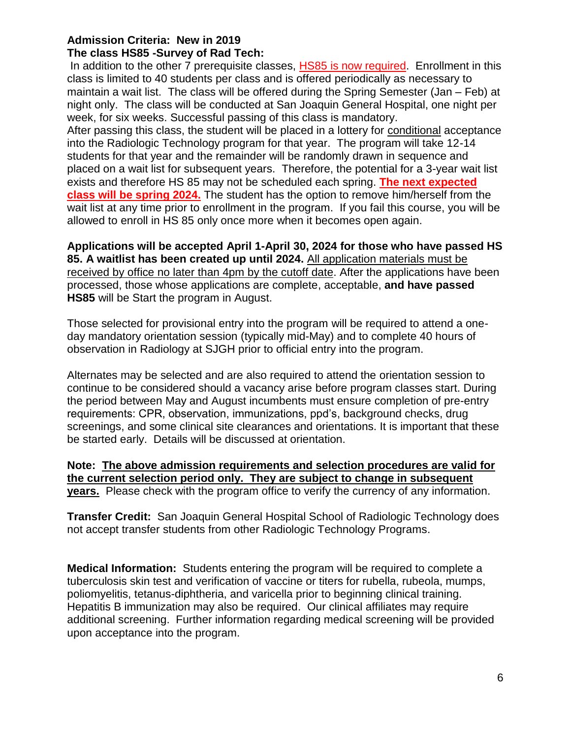**Admission Criteria: New in 2019**

**The class HS85 -Survey of Rad Tech:**

In addition to the other 7 prerequisite classes, HS85 is now required. Enrollment in this class is limited to 40 students per class and is offered periodically as necessary to maintain a wait list. The class will be offered during the Spring Semester (Jan – Feb) at night only. The class will be conducted at San Joaquin General Hospital, one night per week, for six weeks. Successful passing of this class is mandatory.

After passing this class, the student will be placed in a lottery for conditional acceptance into the Radiologic Technology program for that year. The program will take 12-14 students for that year and the remainder will be randomly drawn in sequence and placed on a wait list for subsequent years. Therefore, the potential for a 3-year wait list exists and therefore HS 85 may not be scheduled each spring. **The next expected class will be spring 2024.** The student has the option to remove him/herself from the wait list at any time prior to enrollment in the program. If you fail this course, you will be allowed to enroll in HS 85 only once more when it becomes open again.

**Applications will be accepted April 1-April 30, 2024 for those who have passed HS 85. A waitlist has been created up until 2024.** All application materials must be received by office no later than 4pm by the cutoff date. After the applications have been processed, those whose applications are complete, acceptable, **and have passed HS85** will be Start the program in August.

Those selected for provisional entry into the program will be required to attend a one-day mandatory orientation session (typically mid-May) and to complete 40 hours of observation in Radiology at SJGH prior to official entry into the program.

Alternates may be selected and are also required to attend the orientation session to continue to be considered should a vacancy arise before program classes start. During the period between May and August incumbents must ensure completion of pre-entry requirements: CPR, observation, immunizations, ppd's, background checks, drug screenings, and some clinical site clearances and orientations. It is important that these be started early. Details will be discussed at orientation.

**Note: The above admission requirements and selection procedures are valid for the current selection period only. They are subject to change in subsequent years.** Please check with the program office to verify the currency of any information.

**Transfer Credit:** San Joaquin General Hospital School of Radiologic Technology does not accept transfer students from other Radiologic Technology Programs.

**Medical Information:** Students entering the program will be required to complete a tuberculosis skin test and verification of vaccine or titers for rubella, rubeola, mumps, poliomyelitis, tetanus-diphtheria, and varicella prior to beginning clinical training. Hepatitis B immunization may also be required. Our clinical affiliates may require additional screening. Further information regarding medical screening will be provided upon acceptance into the program.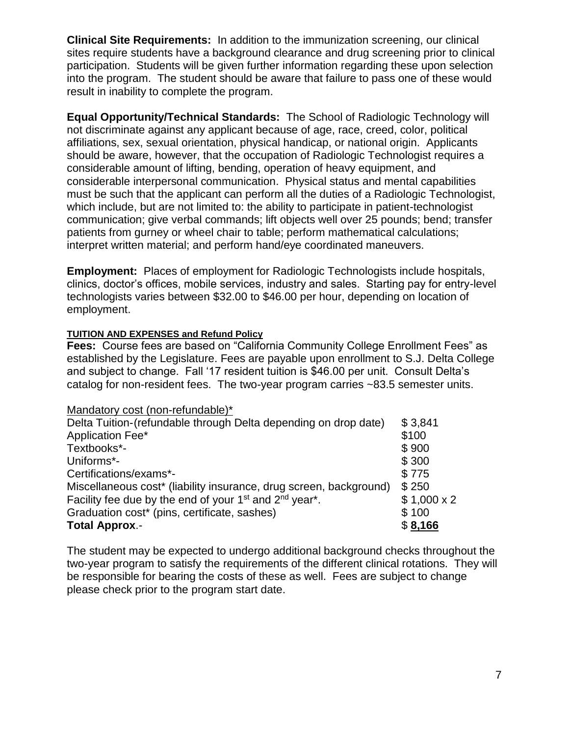**Clinical Site Requirements:** In addition to the immunization screening, our clinical sites require students have a background clearance and drug screening prior to clinical participation. Students will be given further information regarding these upon selection into the program. The student should be aware that failure to pass one of these would result in inability to complete the program.

**Equal Opportunity/Technical Standards:** The School of Radiologic Technology will not discriminate against any applicant because of age, race, creed, color, political affiliations, sex, sexual orientation, physical handicap, or national origin. Applicants should be aware, however, that the occupation of Radiologic Technologist requires a considerable amount of lifting, bending, operation of heavy equipment, and considerable interpersonal communication. Physical status and mental capabilities must be such that the applicant can perform all the duties of a Radiologic Technologist, which include, but are not limited to: the ability to participate in patient-technologist communication; give verbal commands; lift objects well over 25 pounds; bend; transfer patients from gurney or wheel chair to table; perform mathematical calculations; interpret written material; and perform hand/eye coordinated maneuvers.

**Employment:** Places of employment for Radiologic Technologists include hospitals, clinics, doctor's offices, mobile services, industry and sales. Starting pay for entry-level technologists varies between $32.00 to $46.00 per hour, depending on location of employment.

**TUITION AND EXPENSES and Refund Policy**

**Fees:** Course fees are based on "California Community College Enrollment Fees" as established by the Legislature. Fees are payable upon enrollment to S.J. Delta College and subject to change. Fall '17 resident tuition is $46.00 per unit. Consult Delta's catalog for non-resident fees. The two-year program carries ~83.5 semester units.

| Mandatory cost (non-refundable)* | |
|---|---|
| Delta Tuition-(refundable through Delta depending on drop date) | $ 3,841 |
| Application Fee* | $100 |
| Textbooks*- | $ 900 |
| Uniforms*- | $ 300 |
| Certifications/exams*- | $ 775 |
| Miscellaneous cost* (liability insurance, drug screen, background) | $ 250 |
| Facility fee due by the end of your 1st and 2nd year*. | $ 1,000 x 2 |
| Graduation cost* (pins, certificate, sashes) | $ 100 |
| **Total Approx**.- | $ **8,166** |

The student may be expected to undergo additional background checks throughout the two-year program to satisfy the requirements of the different clinical rotations. They will be responsible for bearing the costs of these as well. Fees are subject to change please check prior to the program start date.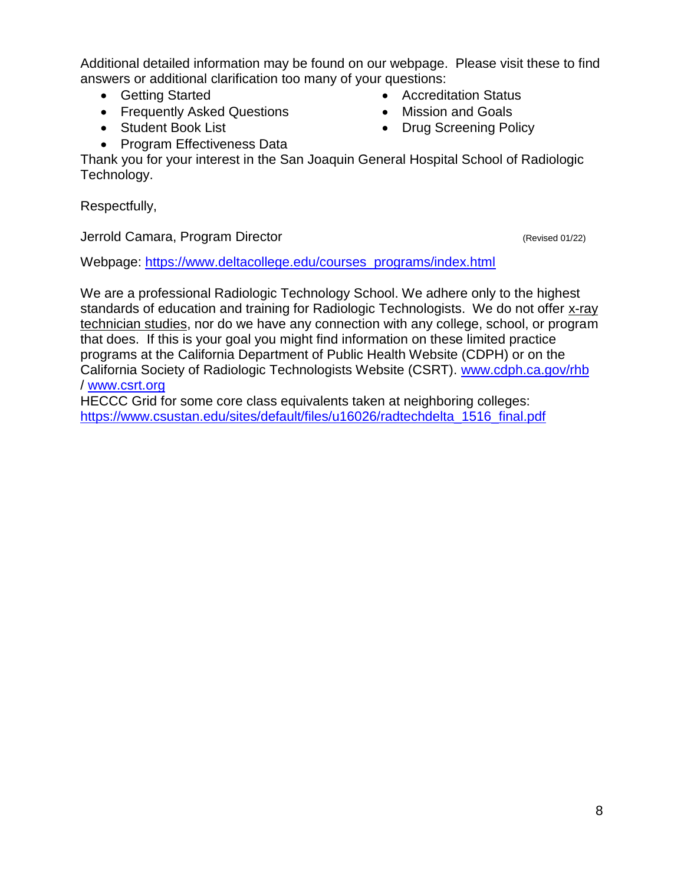Additional detailed information may be found on our webpage. Please visit these to find answers or additional clarification too many of your questions:

- Getting Started
- Frequently Asked Questions
- Student Book List
- Program Effectiveness Data
- Accreditation Status
- Mission and Goals
- Drug Screening Policy

Thank you for your interest in the San Joaquin General Hospital School of Radiologic Technology.

Respectfully,

Jerrold Camara, Program Director (Revised 01/22)

Webpage: [https://www.deltacollege.edu/courses_programs/index.html](https://www.deltacollege.edu/courses_programs/index.html)

We are a professional Radiologic Technology School. We adhere only to the highest standards of education and training for Radiologic Technologists. We do not offer <u>x-ray technician studies</u>, nor do we have any connection with any college, school, or program that does. If this is your goal you might find information on these limited practice programs at the California Department of Public Health Website (CDPH) or on the California Society of Radiologic Technologists Website (CSRT). [www.cdph.ca.gov/rhb](http://www.cdph.ca.gov/rhb) / [www.csrt.org](http://www.csrt.org)

HECCC Grid for some core class equivalents taken at neighboring colleges: [https://www.csustan.edu/sites/default/files/u16026/radtechdelta_1516_final.pdf](https://www.csustan.edu/sites/default/files/u16026/radtechdelta_1516_final.pdf)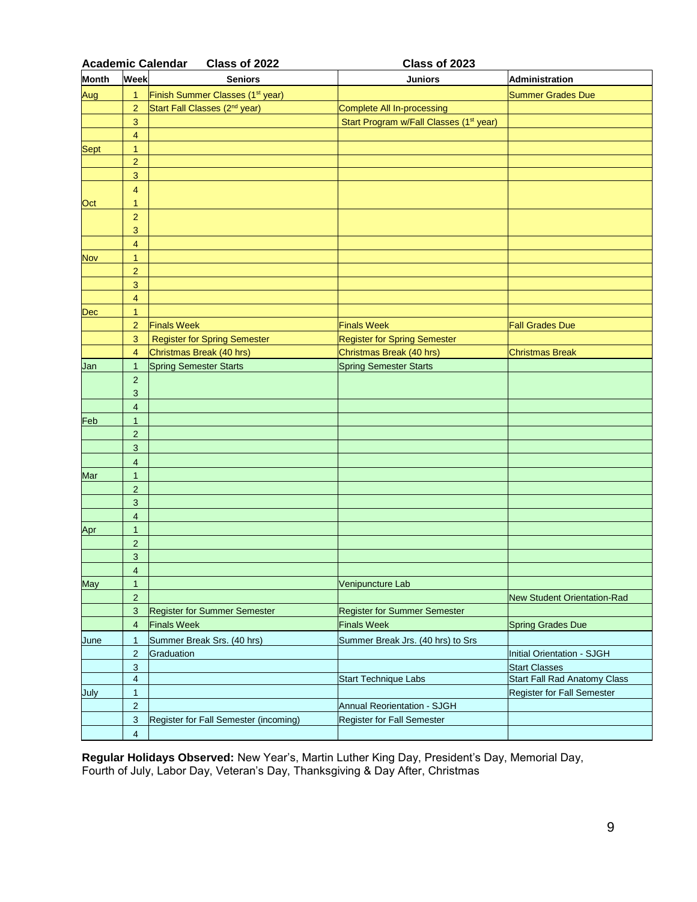**Academic Calendar  Class of 2022  Class of 2023**

| Month | Week | Seniors | Juniors | Administration |
|---|---|---|---|---|
| Aug | 1 | Finish Summer Classes (1st year) | | Summer Grades Due |
| | 2 | Start Fall Classes (2nd year) | Complete All In-processing | |
| | 3 | | Start Program w/Fall Classes (1st year) | |
| | 4 | | | |
| Sept | 1 | | | |
| | 2 | | | |
| | 3 | | | |
| | 4 | | | |
| Oct | 1 | | | |
| | 2 | | | |
| | 3 | | | |
| | 4 | | | |
| Nov | 1 | | | |
| | 2 | | | |
| | 3 | | | |
| | 4 | | | |
| Dec | 1 | | | |
| | 2 | Finals Week | Finals Week | Fall Grades Due |
| | 3 | Register for Spring Semester | Register for Spring Semester | |
| | 4 | Christmas Break (40 hrs) | Christmas Break (40 hrs) | Christmas Break |
| Jan | 1 | Spring Semester Starts | Spring Semester Starts | |
| | 2 | | | |
| | 3 | | | |
| | 4 | | | |
| Feb | 1 | | | |
| | 2 | | | |
| | 3 | | | |
| | 4 | | | |
| Mar | 1 | | | |
| | 2 | | | |
| | 3 | | | |
| | 4 | | | |
| Apr | 1 | | | |
| | 2 | | | |
| | 3 | | | |
| | 4 | | | |
| May | 1 | | Venipuncture Lab | |
| | 2 | | | New Student Orientation-Rad |
| | 3 | Register for Summer Semester | Register for Summer Semester | |
| | 4 | Finals Week | Finals Week | Spring Grades Due |
| June | 1 | Summer Break Srs. (40 hrs) | Summer Break Jrs. (40 hrs) to Srs | |
| | 2 | Graduation | | Initial Orientation - SJGH |
| | 3 | | | Start Classes |
| | 4 | | Start Technique Labs | Start Fall Rad Anatomy Class |
| July | 1 | | | Register for Fall Semester |
| | 2 | | Annual Reorientation - SJGH | |
| | 3 | Register for Fall Semester (incoming) | Register for Fall Semester | |
| | 4 | | | |

**Regular Holidays Observed:** New Year's, Martin Luther King Day, President's Day, Memorial Day, Fourth of July, Labor Day, Veteran's Day, Thanksgiving & Day After, Christmas